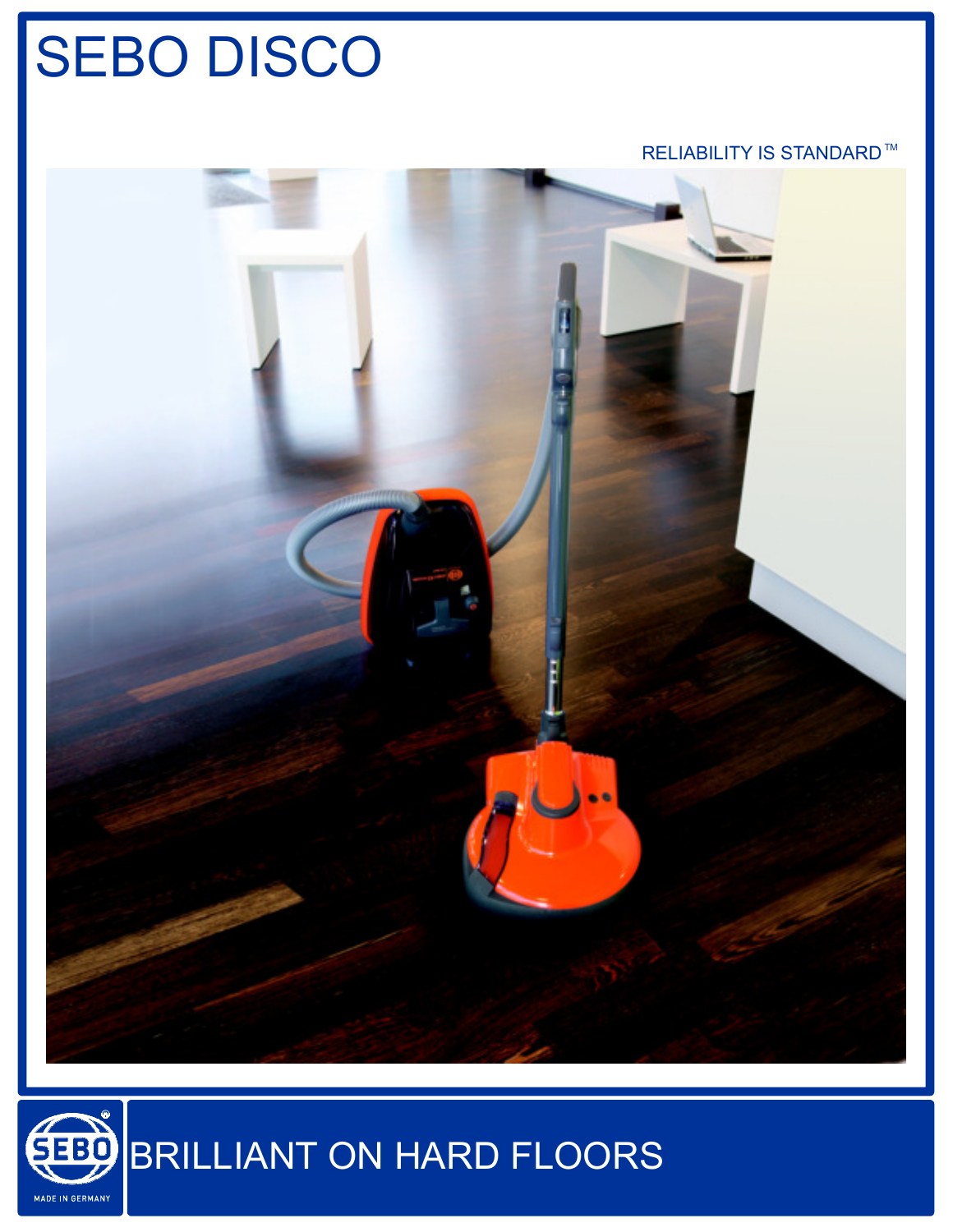# SEBO DISCO

RELIABILITY IS STANDARD™

MADE IN GERMANY

## BRILLIANT ON HARD FLOORS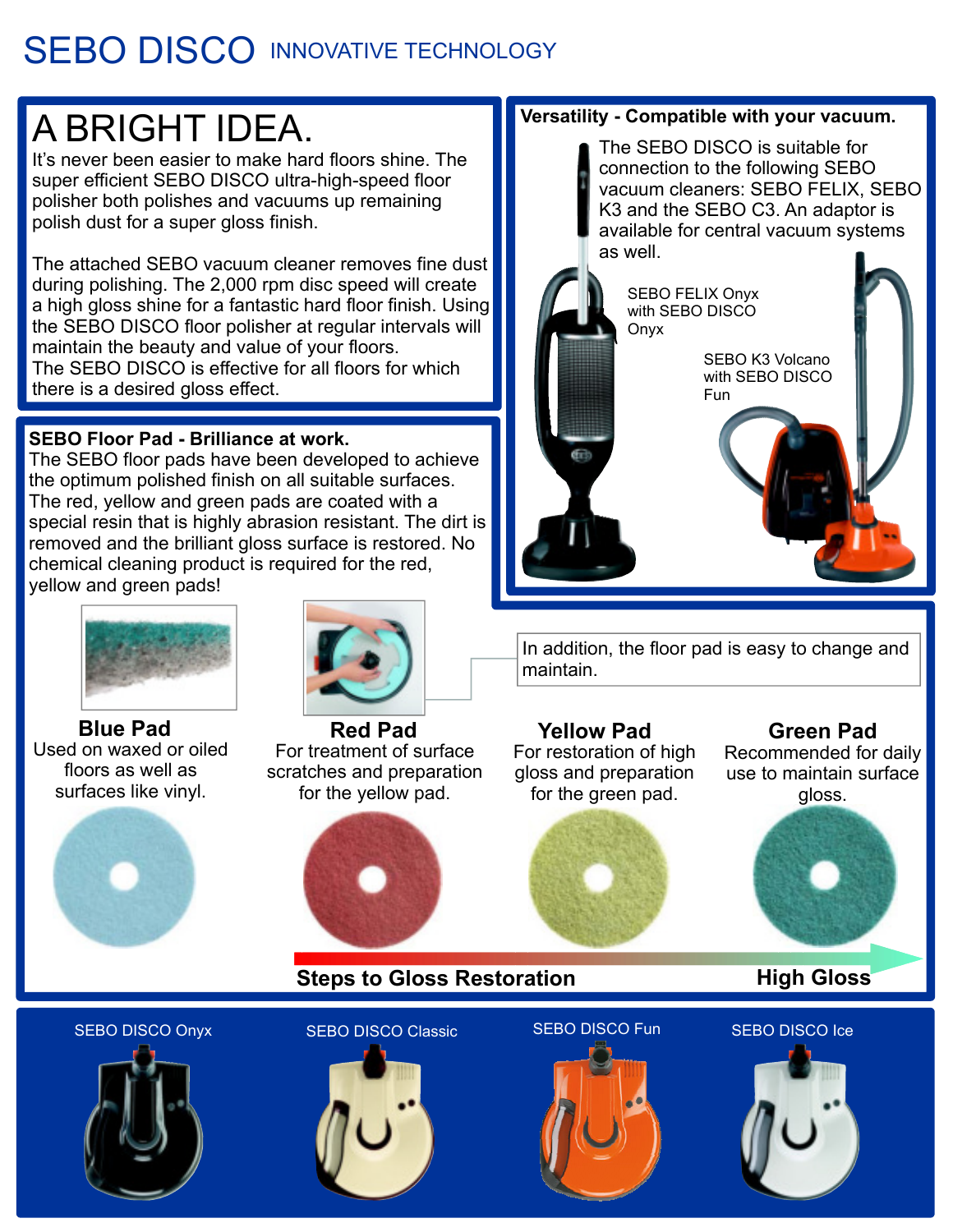# SEBO DISCO INNOVATIVE TECHNOLOGY

## A BRIGHT IDEA.

It's never been easier to make hard floors shine. The super efficient SEBO DISCO ultra-high-speed floor polisher both polishes and vacuums up remaining polish dust for a super gloss finish.

The attached SEBO vacuum cleaner removes fine dust during polishing. The 2,000 rpm disc speed will create a high gloss shine for a fantastic hard floor finish. Using the SEBO DISCO floor polisher at regular intervals will maintain the beauty and value of your floors.
The SEBO DISCO is effective for all floors for which there is a desired gloss effect.

### Versatility - Compatible with your vacuum.

The SEBO DISCO is suitable for connection to the following SEBO vacuum cleaners: SEBO FELIX, SEBO K3 and the SEBO C3. An adaptor is available for central vacuum systems as well.

SEBO FELIX Onyx with SEBO DISCO Onyx

SEBO K3 Volcano with SEBO DISCO Fun

### SEBO Floor Pad - Brilliance at work.

The SEBO floor pads have been developed to achieve the optimum polished finish on all suitable surfaces. The red, yellow and green pads are coated with a special resin that is highly abrasion resistant. The dirt is removed and the brilliant gloss surface is restored. No chemical cleaning product is required for the red, yellow and green pads!

In addition, the floor pad is easy to change and maintain.

**Blue Pad**
Used on waxed or oiled floors as well as surfaces like vinyl.

**Red Pad**
For treatment of surface scratches and preparation for the yellow pad.

**Yellow Pad**
For restoration of high gloss and preparation for the green pad.

**Green Pad**
Recommended for daily use to maintain surface gloss.

**Steps to Gloss Restoration** → **High Gloss**

SEBO DISCO Onyx | SEBO DISCO Classic | SEBO DISCO Fun | SEBO DISCO Ice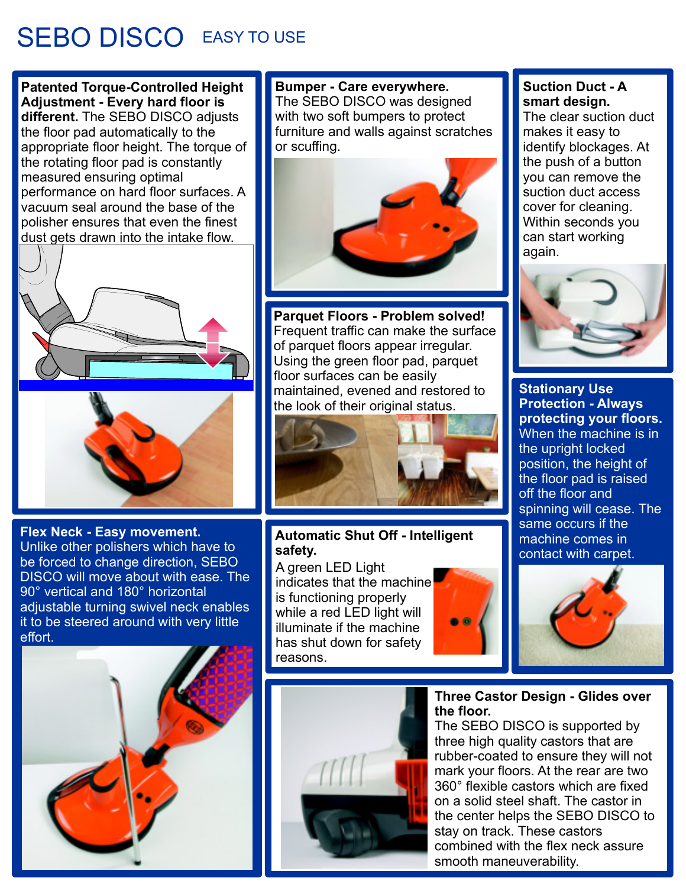# SEBO DISCO EASY TO USE

**Patented Torque-Controlled Height Adjustment - Every hard floor is different.** The SEBO DISCO adjusts the floor pad automatically to the appropriate floor height. The torque of the rotating floor pad is constantly measured ensuring optimal performance on hard floor surfaces. A vacuum seal around the base of the polisher ensures that even the finest dust gets drawn into the intake flow.

**Bumper - Care everywhere.**
The SEBO DISCO was designed with two soft bumpers to protect furniture and walls against scratches or scuffing.

**Suction Duct - A smart design.**
The clear suction duct makes it easy to identify blockages. At the push of a button you can remove the suction duct access cover for cleaning. Within seconds you can start working again.

**Parquet Floors - Problem solved!**
Frequent traffic can make the surface of parquet floors appear irregular. Using the green floor pad, parquet floor surfaces can be easily maintained, evened and restored to the look of their original status.

**Stationary Use Protection - Always protecting your floors.**
When the machine is in the upright locked position, the height of the floor pad is raised off the floor and spinning will cease. The same occurs if the machine comes in contact with carpet.

**Flex Neck - Easy movement.**
Unlike other polishers which have to be forced to change direction, SEBO DISCO will move about with ease. The 90° vertical and 180° horizontal adjustable turning swivel neck enables it to be steered around with very little effort.

**Automatic Shut Off - Intelligent safety.**
A green LED Light indicates that the machine is functioning properly while a red LED light will illuminate if the machine has shut down for safety reasons.

**Three Castor Design - Glides over the floor.**
The SEBO DISCO is supported by three high quality castors that are rubber-coated to ensure they will not mark your floors. At the rear are two 360° flexible castors which are fixed on a solid steel shaft. The castor in the center helps the SEBO DISCO to stay on track. These castors combined with the flex neck assure smooth maneuverability.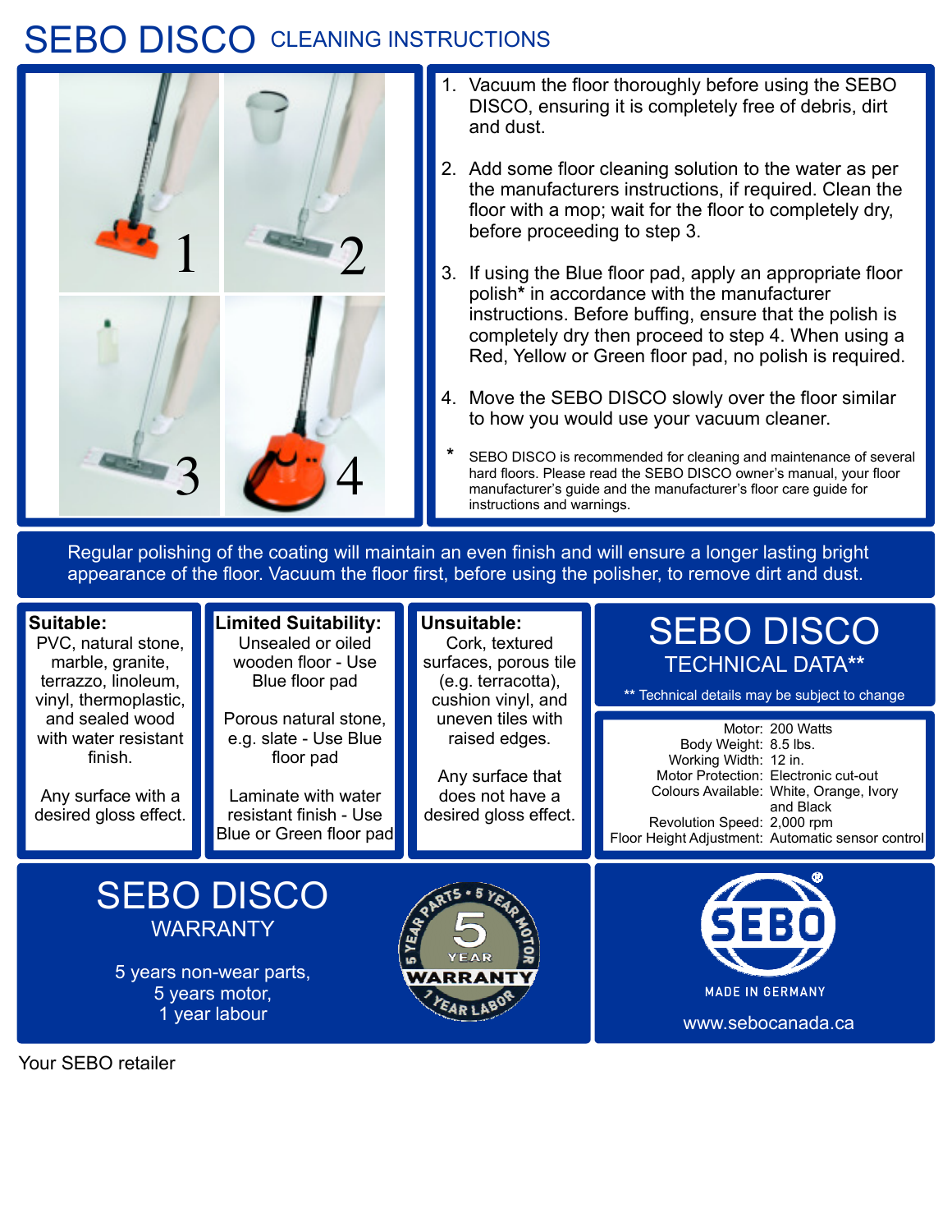# SEBO DISCO CLEANING INSTRUCTIONS

1. Vacuum the floor thoroughly before using the SEBO DISCO, ensuring it is completely free of debris, dirt and dust.

2. Add some floor cleaning solution to the water as per the manufacturers instructions, if required. Clean the floor with a mop; wait for the floor to completely dry, before proceeding to step 3.

3. If using the Blue floor pad, apply an appropriate floor polish* in accordance with the manufacturer instructions. Before buffing, ensure that the polish is completely dry then proceed to step 4. When using a Red, Yellow or Green floor pad, no polish is required.

4. Move the SEBO DISCO slowly over the floor similar to how you would use your vacuum cleaner.

\* SEBO DISCO is recommended for cleaning and maintenance of several hard floors. Please read the SEBO DISCO owner's manual, your floor manufacturer's guide and the manufacturer's floor care guide for instructions and warnings.

Regular polishing of the coating will maintain an even finish and will ensure a longer lasting bright appearance of the floor. Vacuum the floor first, before using the polisher, to remove dirt and dust.

**Suitable:**
PVC, natural stone, marble, granite, terrazzo, linoleum, vinyl, thermoplastic, and sealed wood with water resistant finish.

Any surface with a desired gloss effect.

**Limited Suitability:**
Unsealed or oiled wooden floor - Use Blue floor pad

Porous natural stone, e.g. slate - Use Blue floor pad

Laminate with water resistant finish - Use Blue or Green floor pad

**Unsuitable:**
Cork, textured surfaces, porous tile (e.g. terracotta), cushion vinyl, and uneven tiles with raised edges.

Any surface that does not have a desired gloss effect.

## SEBO DISCO TECHNICAL DATA**

** Technical details may be subject to change

| | |
|---|---|
| Motor: | 200 Watts |
| Body Weight: | 8.5 lbs. |
| Working Width: | 12 in. |
| Motor Protection: | Electronic cut-out |
| Colours Available: | White, Orange, Ivory and Black |
| Revolution Speed: | 2,000 rpm |
| Floor Height Adjustment: | Automatic sensor control |

## SEBO DISCO WARRANTY

5 years non-wear parts,
5 years motor,
1 year labour

5 YEAR PARTS • 5 YEAR MOTOR
5 YEAR WARRANTY
1 YEAR LABOR

SEBO
MADE IN GERMANY
www.sebocanada.ca

Your SEBO retailer